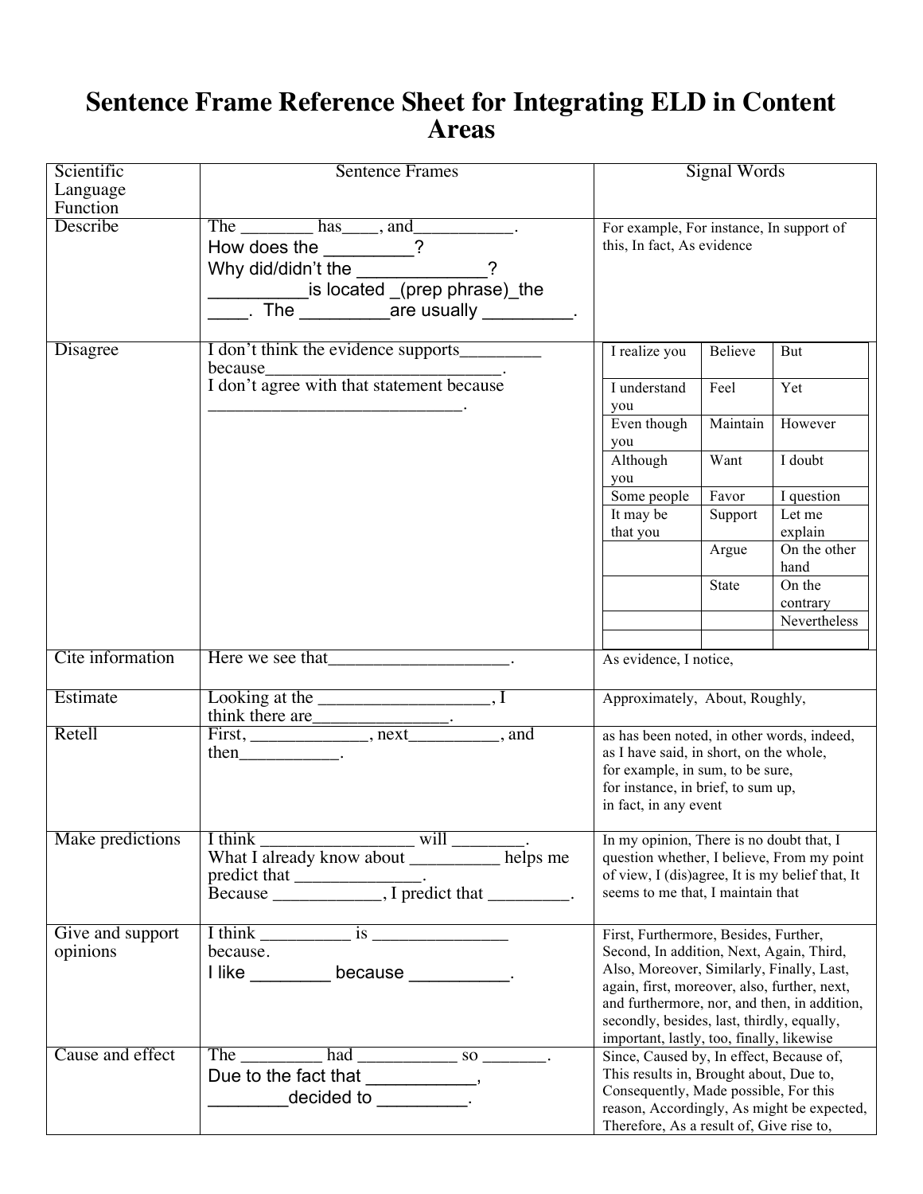# Sentence Frame Reference Sheet for Integrating ELD in Content Areas

| Scientific Language Function | Sentence Frames | Signal Words |
|---|---|---|
| Describe | The ________ has____, and___________.<br>How does the _________?<br>Why did/didn't the _____________?<br>__________is located _(prep phrase)_the ____. The _________are usually _________. | For example, For instance, In support of this, In fact, As evidence |
| Disagree | I don't think the evidence supports_________ because__________________________.<br>I don't agree with that statement because ____________________________. | I realize you / Believe / But<br>I understand you / Feel / Yet<br>Even though you / Maintain / However<br>Although you / Want / I doubt<br>Some people / Favor / I question<br>It may be that you / Support / Let me explain<br>Argue / On the other hand<br>State / On the contrary<br>Nevertheless |
| Cite information | Here we see that____________________. | As evidence, I notice, |
| Estimate | Looking at the ___________________, I think there are_______________. | Approximately, About, Roughly, |
| Retell | First, _____________, next__________, and then___________. | as has been noted, in other words, indeed, as I have said, in short, on the whole, for example, in sum, to be sure, for instance, in brief, to sum up, in fact, in any event |
| Make predictions | I think _________________ will ________.<br>What I already know about __________ helps me predict that ______________.<br>Because ____________, I predict that _________. | In my opinion, There is no doubt that, I question whether, I believe, From my point of view, I (dis)agree, It is my belief that, It seems to me that, I maintain that |
| Give and support opinions | I think __________ is _______________ because.<br>I like ________ because __________. | First, Furthermore, Besides, Further, Second, In addition, Next, Again, Third, Also, Moreover, Similarly, Finally, Last, again, first, moreover, also, further, next, and furthermore, nor, and then, in addition, secondly, besides, last, thirdly, equally, important, lastly, too, finally, likewise |
| Cause and effect | The _________ had ___________ so _______.<br>Due to the fact that ___________, ________decided to _________. | Since, Caused by, In effect, Because of, This results in, Brought about, Due to, Consequently, Made possible, For this reason, Accordingly, As might be expected, Therefore, As a result of, Give rise to, |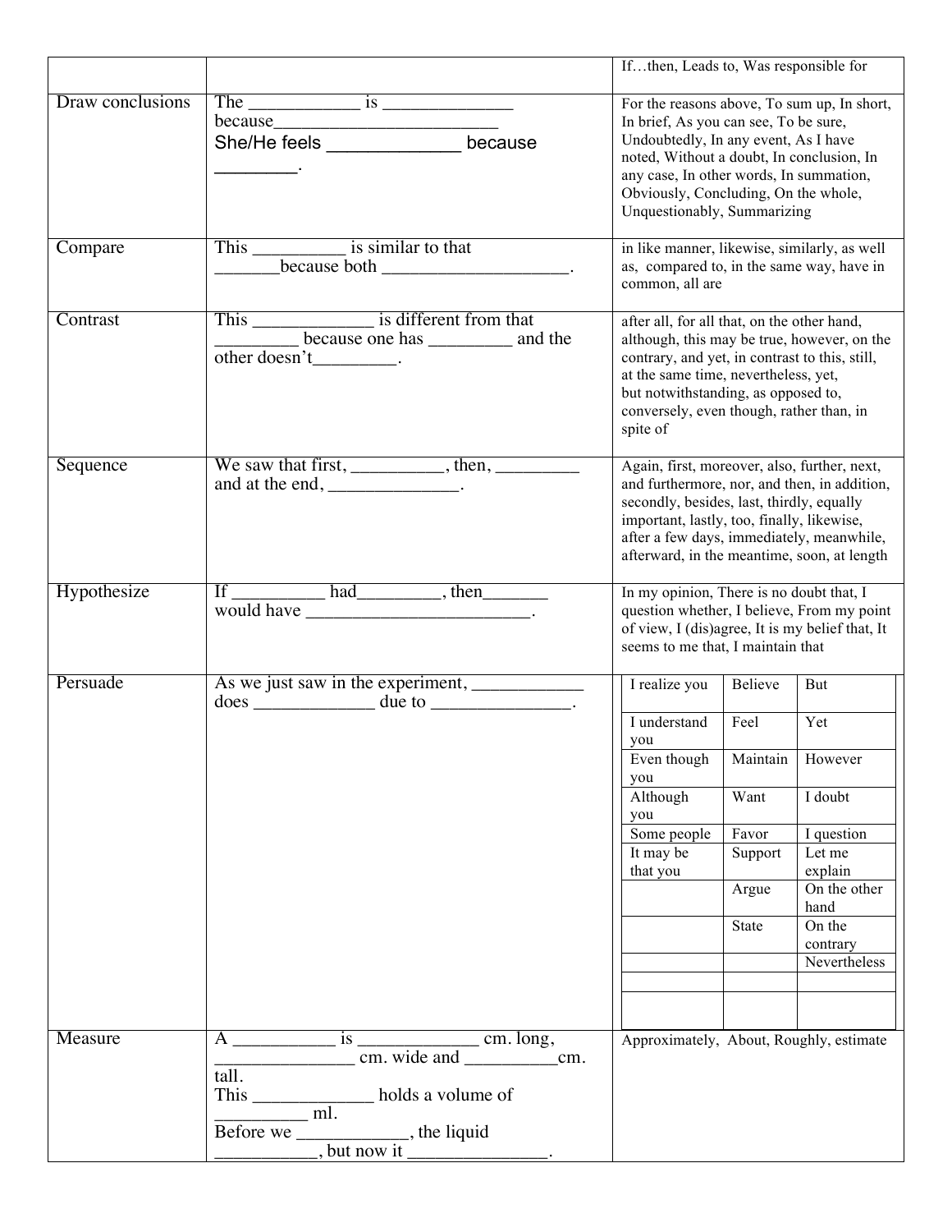| | | |
|---|---|---|
| | | If…then, Leads to, Was responsible for |
| Draw conclusions | The ____________ is ______________ because_________________________ She/He feels ______________ because _________. | For the reasons above, To sum up, In short, In brief, As you can see, To be sure, Undoubtedly, In any event, As I have noted, Without a doubt, In conclusion, In any case, In other words, In summation, Obviously, Concluding, On the whole, Unquestionably, Summarizing |
| Compare | This __________ is similar to that _______because both ____________________. | in like manner, likewise, similarly, as well as, compared to, in the same way, have in common, all are |
| Contrast | This _____________ is different from that _________ because one has _________ and the other doesn't_________. | after all, for all that, on the other hand, although, this may be true, however, on the contrary, and yet, in contrast to this, still, at the same time, nevertheless, yet, but notwithstanding, as opposed to, conversely, even though, rather than, in spite of |
| Sequence | We saw that first, __________, then, _________ and at the end, ______________. | Again, first, moreover, also, further, next, and furthermore, nor, and then, in addition, secondly, besides, last, thirdly, equally important, lastly, too, finally, likewise, after a few days, immediately, meanwhile, afterward, in the meantime, soon, at length |
| Hypothesize | If __________ had_________, then_______ would have _________________________. | In my opinion, There is no doubt that, I question whether, I believe, From my point of view, I (dis)agree, It is my belief that, It seems to me that, I maintain that |
| Persuade | As we just saw in the experiment, ____________ does _____________ due to _______________. | I realize you / Believe / But; I understand you / Feel / Yet; Even though you / Maintain / However; Although you / Want / I doubt; Some people / Favor / I question; It may be that you / Support / Let me explain; Argue / On the other hand; State / On the contrary; Nevertheless |
| Measure | A ___________ is _____________ cm. long, _______________ cm. wide and __________cm. tall. This _____________ holds a volume of __________ ml. Before we ____________, the liquid ___________, but now it _______________. | Approximately, About, Roughly, estimate |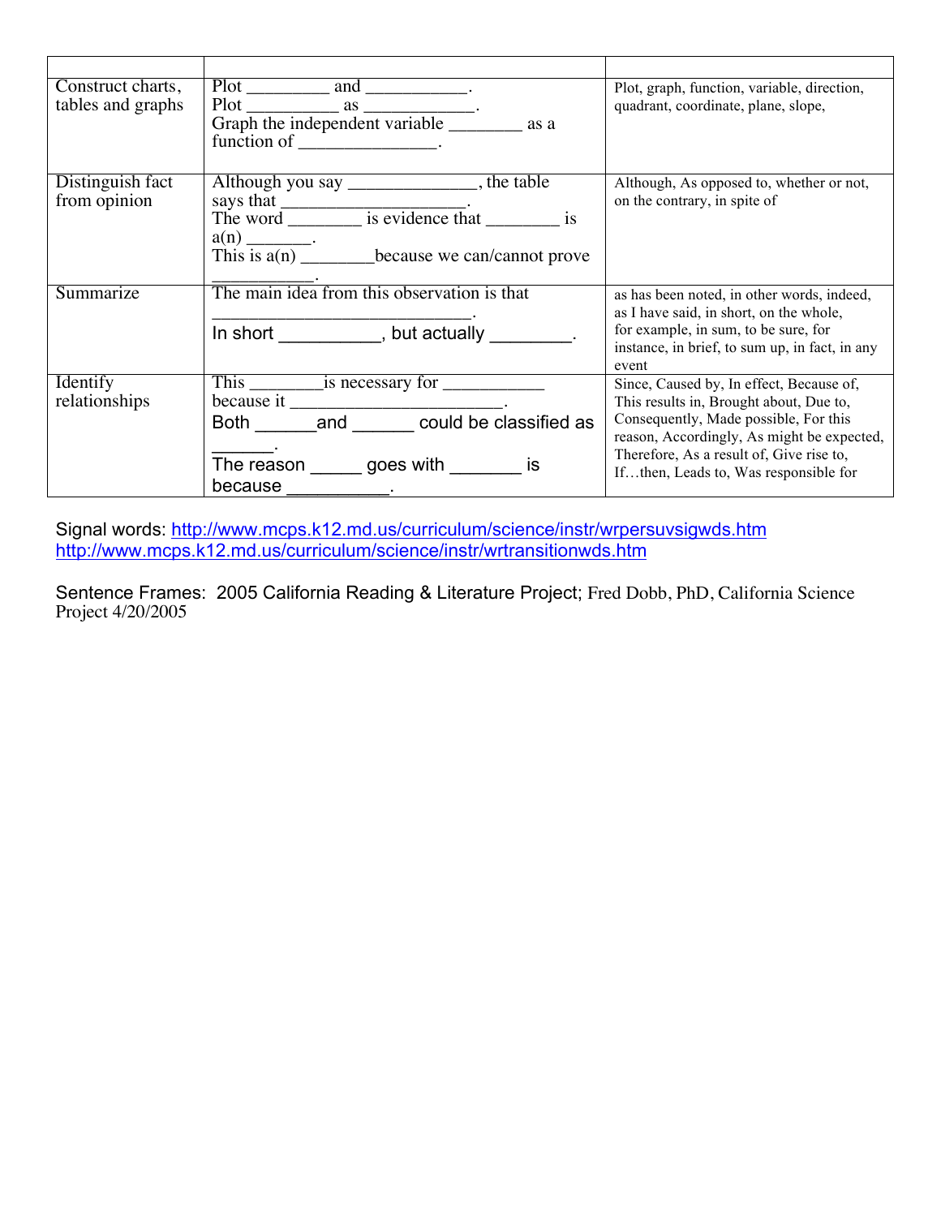| | | |
|---|---|---|
| Construct charts, tables and graphs | Plot ________ and ___________.<br>Plot __________ as ____________.<br>Graph the independent variable ________ as a function of _______________. | Plot, graph, function, variable, direction, quadrant, coordinate, plane, slope, |
| Distinguish fact from opinion | Although you say ______________, the table says that _____________________.<br>The word ________ is evidence that ________ is a(n) _______.<br>This is a(n) ________because we can/cannot prove ___________. | Although, As opposed to, whether or not, on the contrary, in spite of |
| Summarize | The main idea from this observation is that ____________________________.<br>In short __________, but actually ________. | as has been noted, in other words, indeed, as I have said, in short, on the whole, for example, in sum, to be sure, for instance, in brief, to sum up, in fact, in any event |
| Identify relationships | This ________is necessary for ___________ because it _______________________.<br>Both ______and ______ could be classified as ______.<br>The reason _____ goes with _______ is because __________. | Since, Caused by, In effect, Because of, This results in, Brought about, Due to, Consequently, Made possible, For this reason, Accordingly, As might be expected, Therefore, As a result of, Give rise to, If…then, Leads to, Was responsible for |

Signal words: http://www.mcps.k12.md.us/curriculum/science/instr/wrpersuvsigwds.htm
http://www.mcps.k12.md.us/curriculum/science/instr/wrtransitionwds.htm

Sentence Frames: 2005 California Reading & Literature Project; Fred Dobb, PhD, California Science Project 4/20/2005